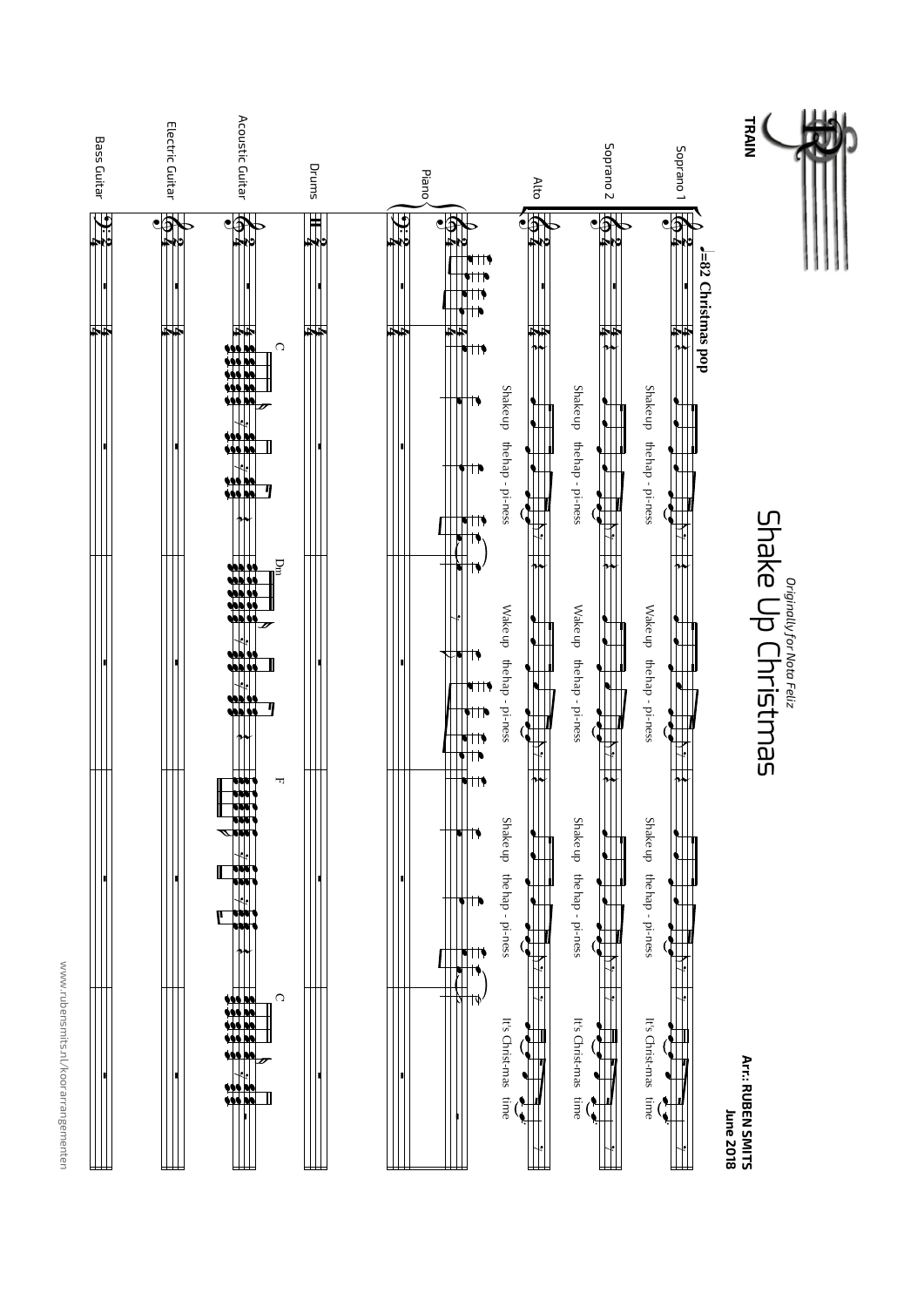# Shake Up Christmas

*Originally for Nota Feliz*

TRAIN

**Arr.: RUBEN SMITS**
**June 2018**

♩=82 Christmas pop

Soprano 1, Soprano 2, Alto, Piano, Drums, Acoustic Guitar, Electric Guitar, Bass Guitar

C Dm F C

Shake up the hap - pi-ness
Wake up the hap - pi-ness
Shake up the hap - pi-ness
It's Christ-mas time

www.rubensmits.nl/koorarrangementen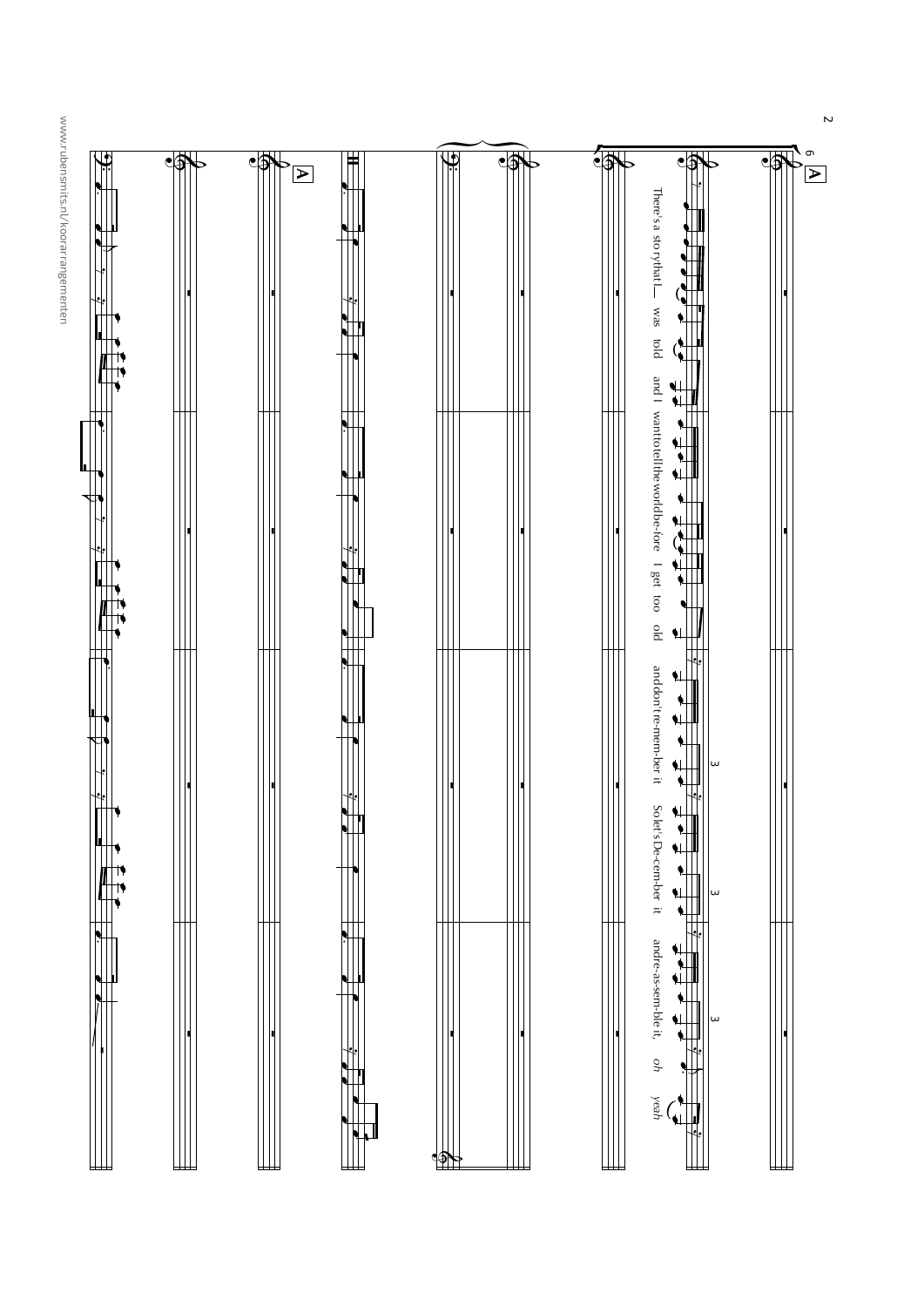A

6

There's a sto-ry that I — was told and I want to tell the world be-fore I get too old and don't re-mem-ber it So let's De-cem-ber it and re-as-sem-ble it, *oh yeah*

A

www.rubensmits.nl/koorarrangementen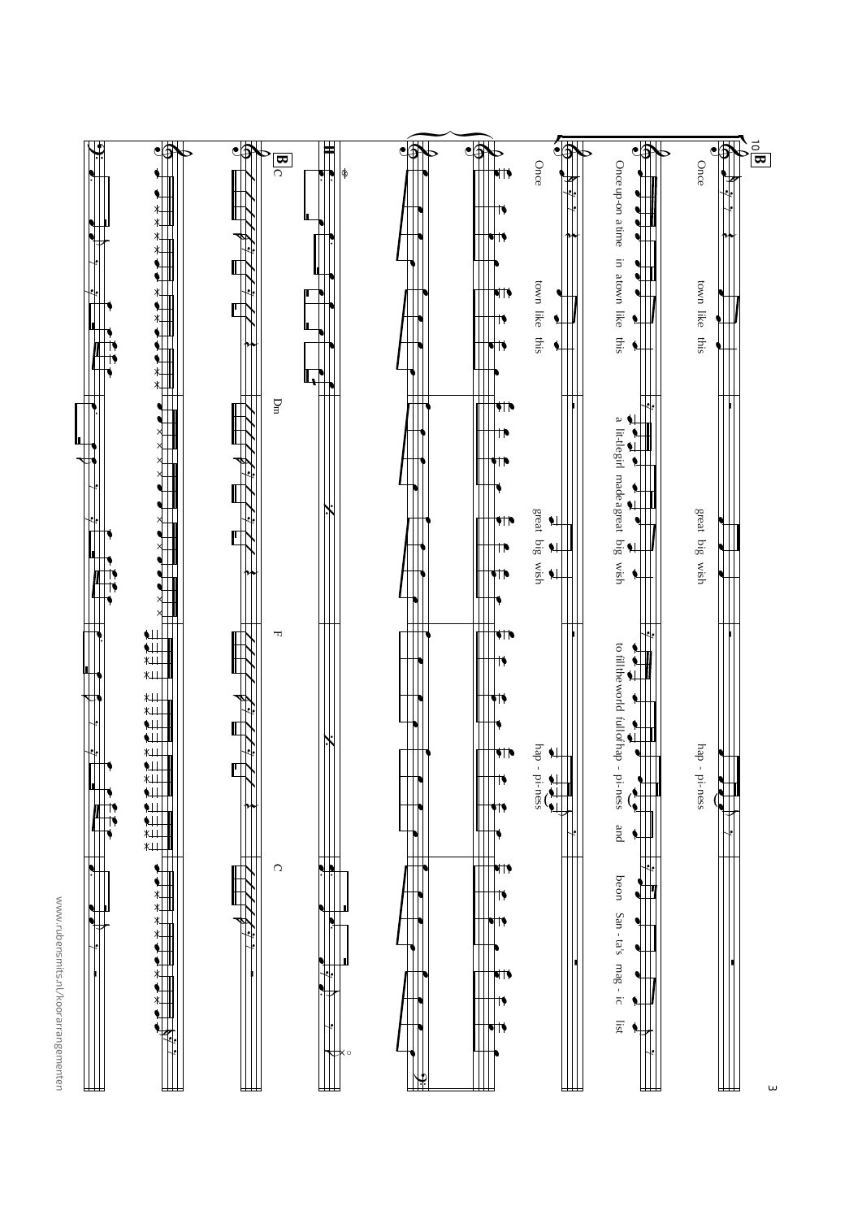10 B

Once town like this great big wish hap - pi-ness

Once up-on a time in a town like this a lit-tle girl made a great big wish to fill the world full of hap - pi-ness and be on San - ta's mag - ic list

Once town like this great big wish hap - pi-ness

B C Dm F C

www.rubensmits.nl/koorarrangementen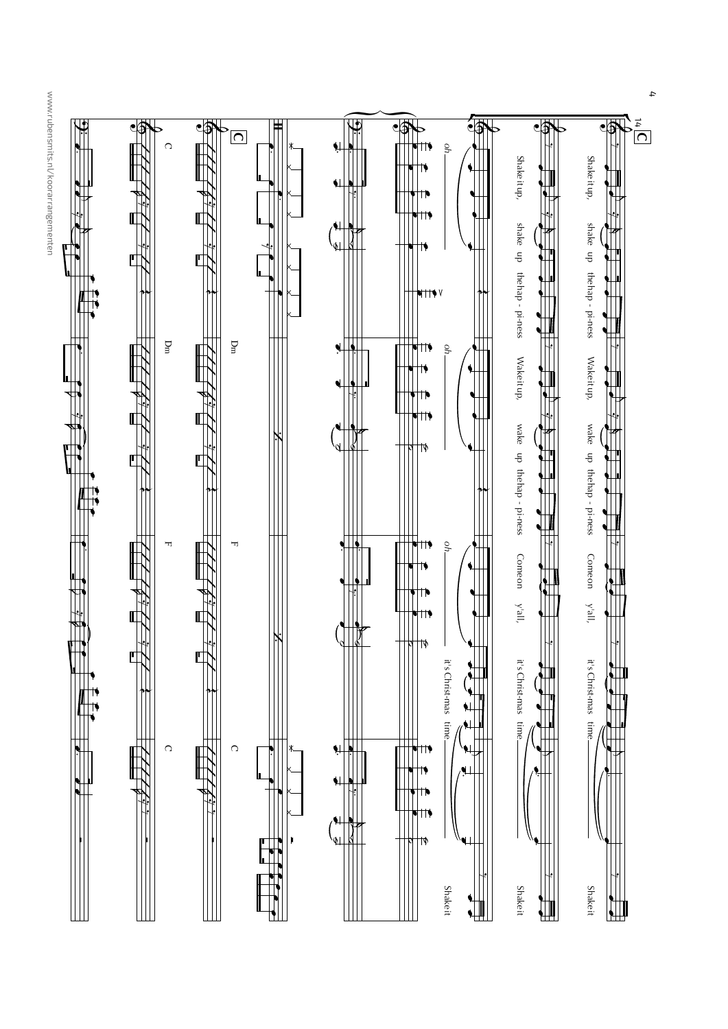14 C

Shake it up, shake up the hap - pi-ness Wake it up, wake up the hap - pi-ness Come on y'all, it's Christ-mas time Shake it

Shake it up, shake up the hap - pi-ness Wake it up, wake up the hap - pi-ness Come on y'all, it's Christ-mas time Shake it

oh oh oh it's Christ-mas time Shake it

C

Dm F C

C Dm F C